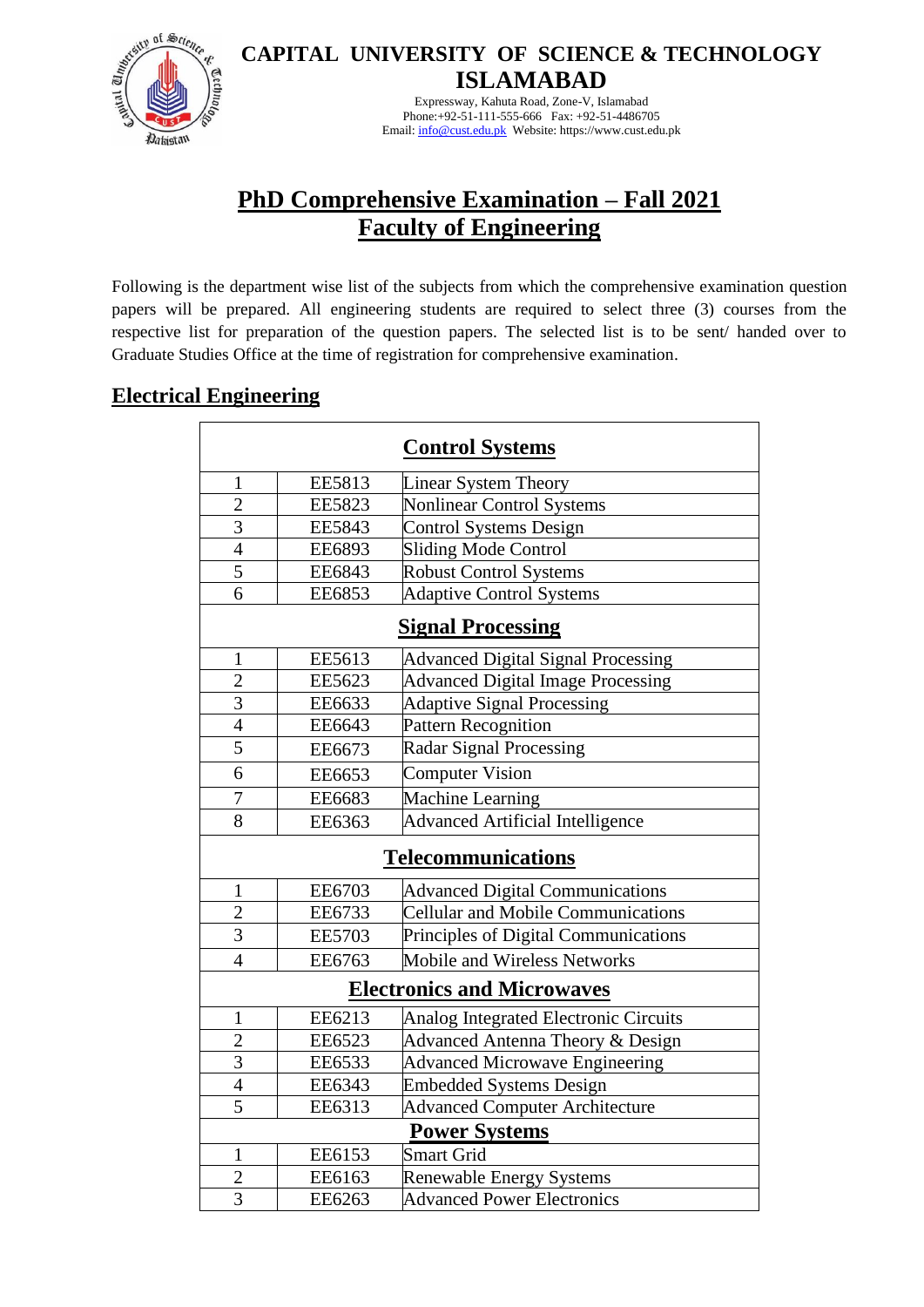# CAPITAL UNIVERSITY OF SCIENCE & TECHNOLOGY ISLAMABAD

Expressway, Kahuta Road, Zone-V, Islamabad
Phone:+92-51-111-555-666 Fax: +92-51-4486705
Email: info@cust.edu.pk Website: https://www.cust.edu.pk

## PhD Comprehensive Examination – Fall 2021
## Faculty of Engineering

Following is the department wise list of the subjects from which the comprehensive examination question papers will be prepared. All engineering students are required to select three (3) courses from the respective list for preparation of the question papers. The selected list is to be sent/ handed over to Graduate Studies Office at the time of registration for comprehensive examination.

## Electrical Engineering

| | | **Control Systems** |
|---|---|---|
| 1 | EE5813 | Linear System Theory |
| 2 | EE5823 | Nonlinear Control Systems |
| 3 | EE5843 | Control Systems Design |
| 4 | EE6893 | Sliding Mode Control |
| 5 | EE6843 | Robust Control Systems |
| 6 | EE6853 | Adaptive Control Systems |
| | | **Signal Processing** |
| 1 | EE5613 | Advanced Digital Signal Processing |
| 2 | EE5623 | Advanced Digital Image Processing |
| 3 | EE6633 | Adaptive Signal Processing |
| 4 | EE6643 | Pattern Recognition |
| 5 | EE6673 | Radar Signal Processing |
| 6 | EE6653 | Computer Vision |
| 7 | EE6683 | Machine Learning |
| 8 | EE6363 | Advanced Artificial Intelligence |
| | | **Telecommunications** |
| 1 | EE6703 | Advanced Digital Communications |
| 2 | EE6733 | Cellular and Mobile Communications |
| 3 | EE5703 | Principles of Digital Communications |
| 4 | EE6763 | Mobile and Wireless Networks |
| | | **Electronics and Microwaves** |
| 1 | EE6213 | Analog Integrated Electronic Circuits |
| 2 | EE6523 | Advanced Antenna Theory & Design |
| 3 | EE6533 | Advanced Microwave Engineering |
| 4 | EE6343 | Embedded Systems Design |
| 5 | EE6313 | Advanced Computer Architecture |
| | | **Power Systems** |
| 1 | EE6153 | Smart Grid |
| 2 | EE6163 | Renewable Energy Systems |
| 3 | EE6263 | Advanced Power Electronics |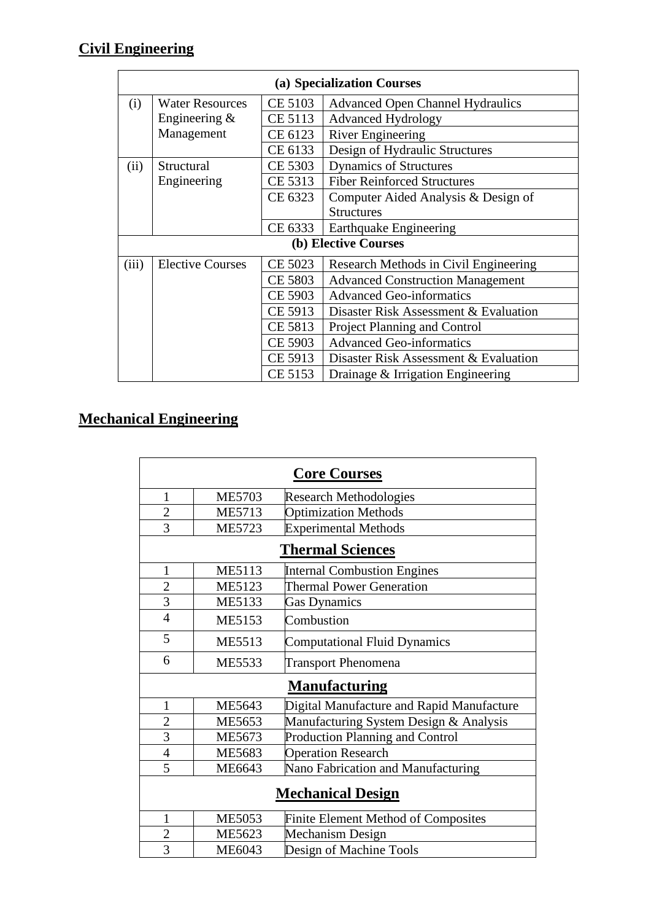## Civil Engineering

| | | | |
|---|---|---|---|
| **(a) Specialization Courses** | | | |
| (i) | Water Resources Engineering & Management | CE 5103 | Advanced Open Channel Hydraulics |
| | | CE 5113 | Advanced Hydrology |
| | | CE 6123 | River Engineering |
| | | CE 6133 | Design of Hydraulic Structures |
| (ii) | Structural Engineering | CE 5303 | Dynamics of Structures |
| | | CE 5313 | Fiber Reinforced Structures |
| | | CE 6323 | Computer Aided Analysis & Design of Structures |
| | | CE 6333 | Earthquake Engineering |
| **(b) Elective Courses** | | | |
| (iii) | Elective Courses | CE 5023 | Research Methods in Civil Engineering |
| | | CE 5803 | Advanced Construction Management |
| | | CE 5903 | Advanced Geo-informatics |
| | | CE 5913 | Disaster Risk Assessment & Evaluation |
| | | CE 5813 | Project Planning and Control |
| | | CE 5903 | Advanced Geo-informatics |
| | | CE 5913 | Disaster Risk Assessment & Evaluation |
| | | CE 5153 | Drainage & Irrigation Engineering |

## Mechanical Engineering

| | | |
|---|---|---|
| **Core Courses** | | |
| 1 | ME5703 | Research Methodologies |
| 2 | ME5713 | Optimization Methods |
| 3 | ME5723 | Experimental Methods |
| **Thermal Sciences** | | |
| 1 | ME5113 | Internal Combustion Engines |
| 2 | ME5123 | Thermal Power Generation |
| 3 | ME5133 | Gas Dynamics |
| 4 | ME5153 | Combustion |
| 5 | ME5513 | Computational Fluid Dynamics |
| 6 | ME5533 | Transport Phenomena |
| **Manufacturing** | | |
| 1 | ME5643 | Digital Manufacture and Rapid Manufacture |
| 2 | ME5653 | Manufacturing System Design & Analysis |
| 3 | ME5673 | Production Planning and Control |
| 4 | ME5683 | Operation Research |
| 5 | ME6643 | Nano Fabrication and Manufacturing |
| **Mechanical Design** | | |
| 1 | ME5053 | Finite Element Method of Composites |
| 2 | ME5623 | Mechanism Design |
| 3 | ME6043 | Design of Machine Tools |